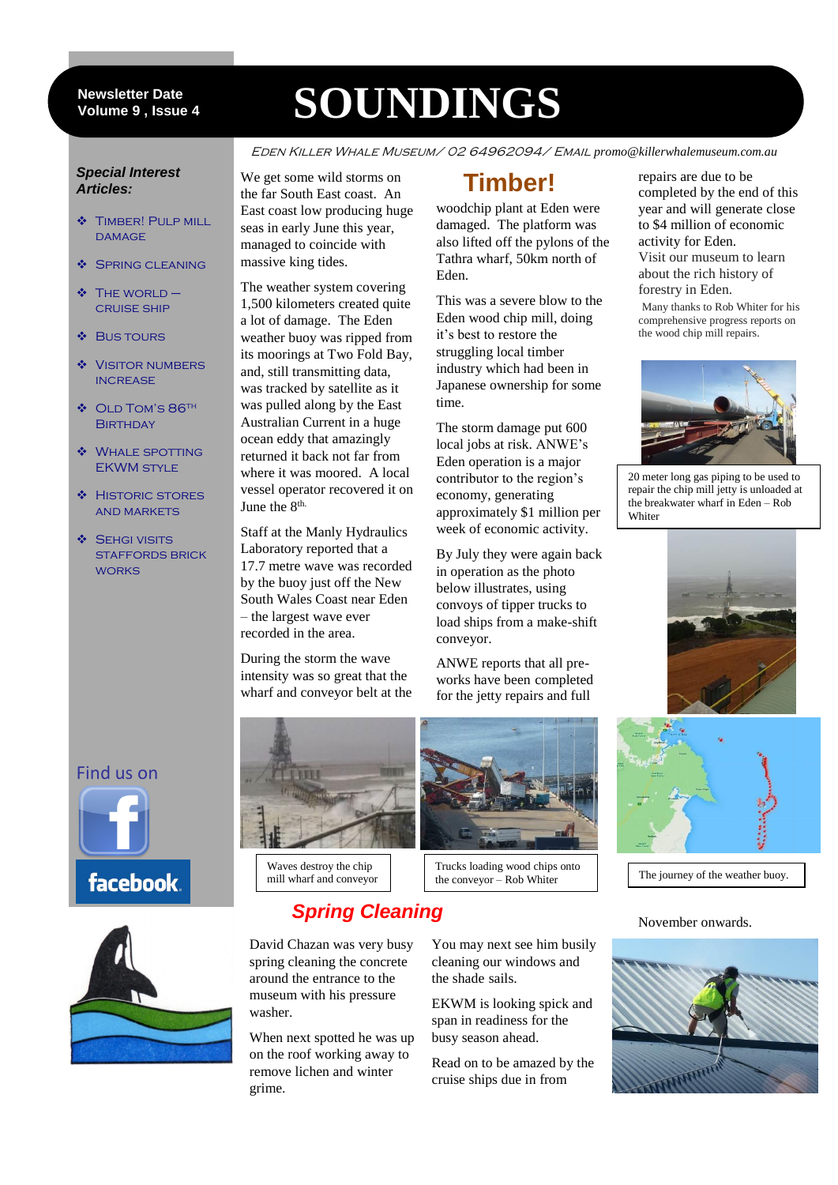Newsletter Date
Volume 9 , Issue 4

# SOUNDINGS

EDEN KILLER WHALE MUSEUM/ 02 64962094/ EMAIL promo@killerwhalemuseum.com.au

***Special Interest Articles:***

- TIMBER! PULP MILL DAMAGE
- SPRING CLEANING
- THE WORLD – CRUISE SHIP
- BUS TOURS
- VISITOR NUMBERS INCREASE
- OLD TOM'S 86TH BIRTHDAY
- WHALE SPOTTING EKWM STYLE
- HISTORIC STORES AND MARKETS
- SEHGI VISITS STAFFORDS BRICK WORKS

Find us on

facebook

## Timber!

We get some wild storms on the far South East coast. An East coast low producing huge seas in early June this year, managed to coincide with massive king tides.

The weather system covering 1,500 kilometers created quite a lot of damage. The Eden weather buoy was ripped from its moorings at Two Fold Bay, and, still transmitting data, was tracked by satellite as it was pulled along by the East Australian Current in a huge ocean eddy that amazingly returned it back not far from where it was moored. A local vessel operator recovered it on June the 8th.

Staff at the Manly Hydraulics Laboratory reported that a 17.7 metre wave was recorded by the buoy just off the New South Wales Coast near Eden – the largest wave ever recorded in the area.

During the storm the wave intensity was so great that the wharf and conveyor belt at the woodchip plant at Eden were damaged. The platform was also lifted off the pylons of the Tathra wharf, 50km north of Eden.

This was a severe blow to the Eden wood chip mill, doing it's best to restore the struggling local timber industry which had been in Japanese ownership for some time.

The storm damage put 600 local jobs at risk. ANWE's Eden operation is a major contributor to the region's economy, generating approximately $1 million per week of economic activity.

By July they were again back in operation as the photo below illustrates, using convoys of tipper trucks to load ships from a make-shift conveyor.

ANWE reports that all pre-works have been completed for the jetty repairs and full repairs are due to be completed by the end of this year and will generate close to $4 million of economic activity for Eden.

Visit our museum to learn about the rich history of forestry in Eden.

Many thanks to Rob Whiter for his comprehensive progress reports on the wood chip mill repairs.

20 meter long gas piping to be used to repair the chip mill jetty is unloaded at the breakwater wharf in Eden – Rob Whiter

Waves destroy the chip mill wharf and conveyor

Trucks loading wood chips onto the conveyor – Rob Whiter

The journey of the weather buoy.

## Spring Cleaning

David Chazan was very busy spring cleaning the concrete around the entrance to the museum with his pressure washer.

When next spotted he was up on the roof working away to remove lichen and winter grime.

You may next see him busily cleaning our windows and the shade sails.

EKWM is looking spick and span in readiness for the busy season ahead.

Read on to be amazed by the cruise ships due in from November onwards.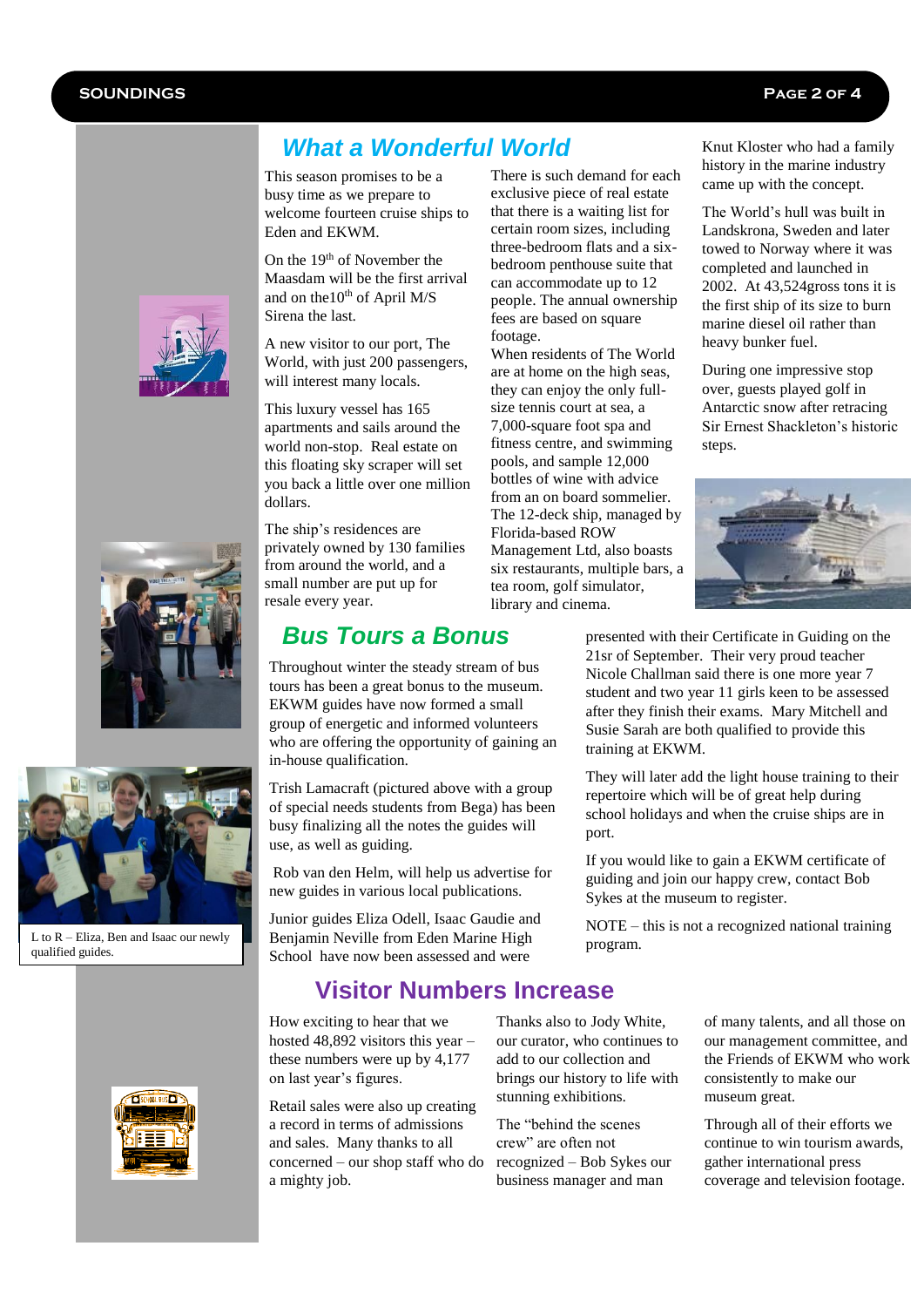## What a Wonderful World

This season promises to be a busy time as we prepare to welcome fourteen cruise ships to Eden and EKWM.

On the 19th of November the Maasdam will be the first arrival and on the10th of April M/S Sirena the last.

A new visitor to our port, The World, with just 200 passengers, will interest many locals.

This luxury vessel has 165 apartments and sails around the world non-stop. Real estate on this floating sky scraper will set you back a little over one million dollars.

The ship's residences are privately owned by 130 families from around the world, and a small number are put up for resale every year.

There is such demand for each exclusive piece of real estate that there is a waiting list for certain room sizes, including three-bedroom flats and a six-bedroom penthouse suite that can accommodate up to 12 people. The annual ownership fees are based on square footage.

When residents of The World are at home on the high seas, they can enjoy the only full-size tennis court at sea, a 7,000-square foot spa and fitness centre, and swimming pools, and sample 12,000 bottles of wine with advice from an on board sommelier. The 12-deck ship, managed by Florida-based ROW Management Ltd, also boasts six restaurants, multiple bars, a tea room, golf simulator, library and cinema.

Knut Kloster who had a family history in the marine industry came up with the concept.

The World's hull was built in Landskrona, Sweden and later towed to Norway where it was completed and launched in 2002. At 43,524gross tons it is the first ship of its size to burn marine diesel oil rather than heavy bunker fuel.

During one impressive stop over, guests played golf in Antarctic snow after retracing Sir Ernest Shackleton's historic steps.

## Bus Tours a Bonus

Throughout winter the steady stream of bus tours has been a great bonus to the museum. EKWM guides have now formed a small group of energetic and informed volunteers who are offering the opportunity of gaining an in-house qualification.

Trish Lamacraft (pictured above with a group of special needs students from Bega) has been busy finalizing all the notes the guides will use, as well as guiding.

Rob van den Helm, will help us advertise for new guides in various local publications.

Junior guides Eliza Odell, Isaac Gaudie and Benjamin Neville from Eden Marine High School have now been assessed and were presented with their Certificate in Guiding on the 21sr of September. Their very proud teacher Nicole Challman said there is one more year 7 student and two year 11 girls keen to be assessed after they finish their exams. Mary Mitchell and Susie Sarah are both qualified to provide this training at EKWM.

They will later add the light house training to their repertoire which will be of great help during school holidays and when the cruise ships are in port.

If you would like to gain a EKWM certificate of guiding and join our happy crew, contact Bob Sykes at the museum to register.

NOTE – this is not a recognized national training program.

L to R – Eliza, Ben and Isaac our newly qualified guides.

## Visitor Numbers Increase

How exciting to hear that we hosted 48,892 visitors this year – these numbers were up by 4,177 on last year's figures.

Retail sales were also up creating a record in terms of admissions and sales. Many thanks to all concerned – our shop staff who do a mighty job.

Thanks also to Jody White, our curator, who continues to add to our collection and brings our history to life with stunning exhibitions.

The "behind the scenes crew" are often not recognized – Bob Sykes our business manager and man of many talents, and all those on our management committee, and the Friends of EKWM who work consistently to make our museum great.

Through all of their efforts we continue to win tourism awards, gather international press coverage and television footage.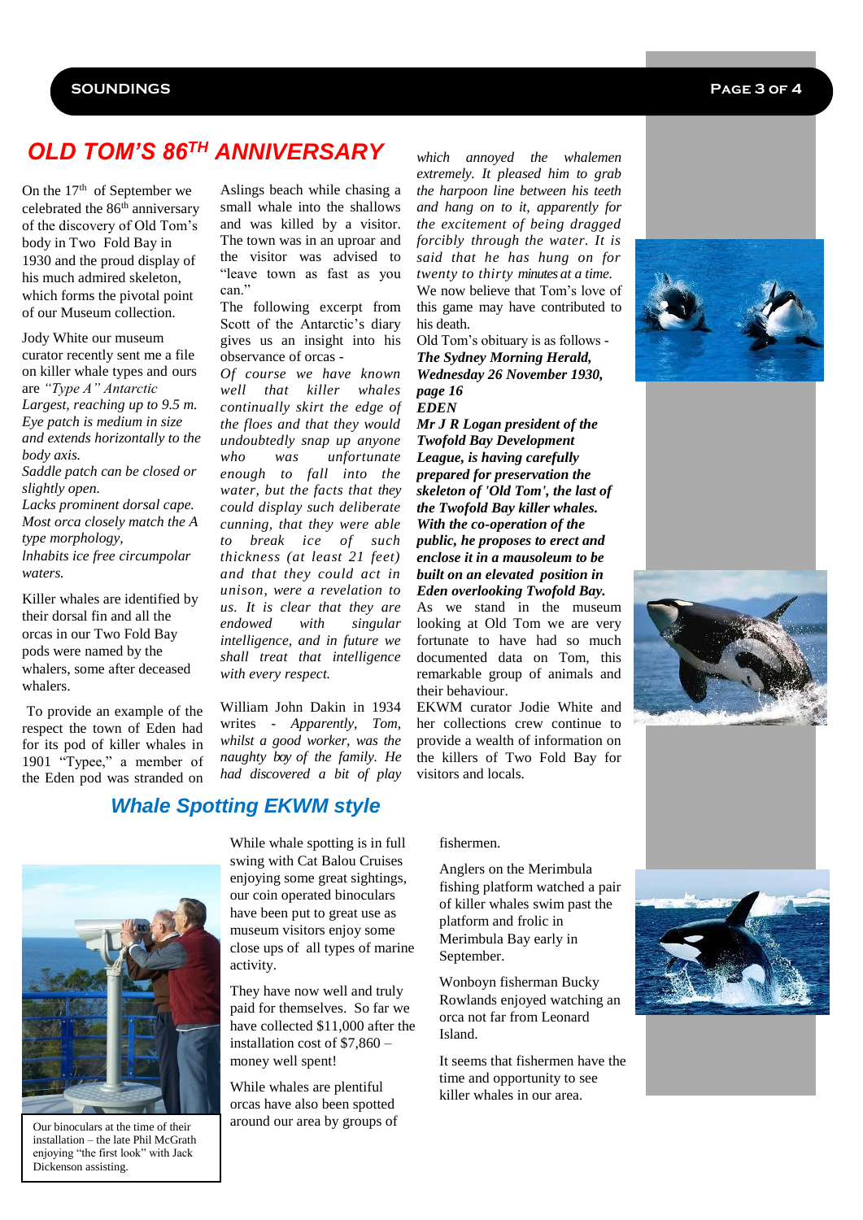## OLD TOM'S 86TH ANNIVERSARY

On the 17th of September we celebrated the 86th anniversary of the discovery of Old Tom's body in Two Fold Bay in 1930 and the proud display of his much admired skeleton, which forms the pivotal point of our Museum collection.

Jody White our museum curator recently sent me a file on killer whale types and ours are *"Type A" Antarctic Largest, reaching up to 9.5 m. Eye patch is medium in size and extends horizontally to the body axis.*
*Saddle patch can be closed or slightly open.*
*Lacks prominent dorsal cape. Most orca closely match the A type morphology,*
*Inhabits ice free circumpolar waters.*

Killer whales are identified by their dorsal fin and all the orcas in our Two Fold Bay pods were named by the whalers, some after deceased whalers.

To provide an example of the respect the town of Eden had for its pod of killer whales in 1901 "Typee," a member of the Eden pod was stranded on Aslings beach while chasing a small whale into the shallows and was killed by a visitor. The town was in an uproar and the visitor was advised to "leave town as fast as you can."

The following excerpt from Scott of the Antarctic's diary gives us an insight into his observance of orcas -

*Of course we have known well that killer whales continually skirt the edge of the floes and that they would undoubtedly snap up anyone who was unfortunate enough to fall into the water, but the facts that they could display such deliberate cunning, that they were able to break ice of such thickness (at least 21 feet) and that they could act in unison, were a revelation to us. It is clear that they are endowed with singular intelligence, and in future we shall treat that intelligence with every respect.*

William John Dakin in 1934 writes - *Apparently, Tom, whilst a good worker, was the naughty boy of the family. He had discovered a bit of play which annoyed the whalemen extremely. It pleased him to grab the harpoon line between his teeth and hang on to it, apparently for the excitement of being dragged forcibly through the water. It is said that he has hung on for twenty to thirty minutes at a time.*
We now believe that Tom's love of this game may have contributed to his death.

Old Tom's obituary is as follows -
***The Sydney Morning Herald, Wednesday 26 November 1930, page 16***
***EDEN***
***Mr J R Logan president of the Twofold Bay Development League, is having carefully prepared for preservation the skeleton of 'Old Tom', the last of the Twofold Bay killer whales. With the co-operation of the public, he proposes to erect and enclose it in a mausoleum to be built on an elevated position in Eden overlooking Twofold Bay.***

As we stand in the museum looking at Old Tom we are very fortunate to have had so much documented data on Tom, this remarkable group of animals and their behaviour.

EKWM curator Jodie White and her collections crew continue to provide a wealth of information on the killers of Two Fold Bay for visitors and locals.

## Whale Spotting EKWM style

Our binoculars at the time of their installation – the late Phil McGrath enjoying "the first look" with Jack Dickenson assisting.

While whale spotting is in full swing with Cat Balou Cruises enjoying some great sightings, our coin operated binoculars have been put to great use as museum visitors enjoy some close ups of all types of marine activity.

They have now well and truly paid for themselves. So far we have collected $11,000 after the installation cost of $7,860 – money well spent!

While whales are plentiful orcas have also been spotted around our area by groups of fishermen.

Anglers on the Merimbula fishing platform watched a pair of killer whales swim past the platform and frolic in Merimbula Bay early in September.

Wonboyn fisherman Bucky Rowlands enjoyed watching an orca not far from Leonard Island.

It seems that fishermen have the time and opportunity to see killer whales in our area.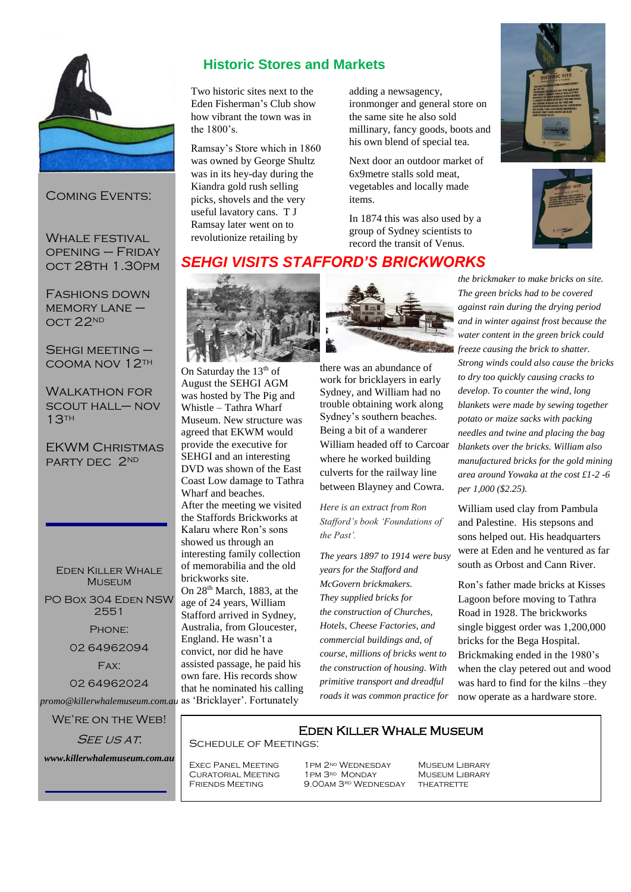## Historic Stores and Markets

Two historic sites next to the Eden Fisherman's Club show how vibrant the town was in the 1800's.

Ramsay's Store which in 1860 was owned by George Shultz was in its hey-day during the Kiandra gold rush selling picks, shovels and the very useful lavatory cans. T J Ramsay later went on to revolutionize retailing by adding a newsagency, ironmonger and general store on the same site he also sold millinary, fancy goods, boots and his own blend of special tea.

Next door an outdoor market of 6x9metre stalls sold meat, vegetables and locally made items.

In 1874 this was also used by a group of Sydney scientists to record the transit of Venus.

## *SEHGI VISITS STAFFORD'S BRICKWORKS*

On Saturday the 13th of August the SEHGI AGM was hosted by The Pig and Whistle – Tathra Wharf Museum. New structure was agreed that EKWM would provide the executive for SEHGI and an interesting DVD was shown of the East Coast Low damage to Tathra Wharf and beaches.

After the meeting we visited the Staffords Brickworks at Kalaru where Ron's sons showed us through an interesting family collection of memorabilia and the old brickworks site.

On 28th March, 1883, at the age of 24 years, William Stafford arrived in Sydney, Australia, from Gloucester, England. He wasn't a convict, nor did he have assisted passage, he paid his own fare. His records show that he nominated his calling as 'Bricklayer'. Fortunately there was an abundance of work for bricklayers in early Sydney, and William had no trouble obtaining work along Sydney's southern beaches. Being a bit of a wanderer William headed off to Carcoar where he worked building culverts for the railway line between Blayney and Cowra.

*Here is an extract from Ron Stafford's book 'Foundations of the Past'.*

*The years 1897 to 1914 were busy years for the Stafford and McGovern brickmakers. They supplied bricks for the construction of Churches, Hotels, Cheese Factories, and commercial buildings and, of course, millions of bricks went to the construction of housing. With primitive transport and dreadful roads it was common practice for the brickmaker to make bricks on site. The green bricks had to be covered against rain during the drying period and in winter against frost because the water content in the green brick could freeze causing the brick to shatter. Strong winds could also cause the bricks to dry too quickly causing cracks to develop. To counter the wind, long blankets were made by sewing together potato or maize sacks with packing needles and twine and placing the bag blankets over the bricks. William also manufactured bricks for the gold mining area around Yowaka at the cost £1-2 -6 per 1,000 ($2.25).*

William used clay from Pambula and Palestine. His stepsons and sons helped out. His headquarters were at Eden and he ventured as far south as Orbost and Cann River.

Ron's father made bricks at Kisses Lagoon before moving to Tathra Road in 1928. The brickworks single biggest order was 1,200,000 bricks for the Bega Hospital. Brickmaking ended in the 1980's when the clay petered out and wood was hard to find for the kilns –they now operate as a hardware store.

---

COMING EVENTS:

WHALE FESTIVAL OPENING – FRIDAY OCT 28TH 1.30PM

FASHIONS DOWN MEMORY LANE – OCT 22ND

SEHGI MEETING – COOMA NOV 12TH

WALKATHON FOR SCOUT HALL– NOV 13TH

EKWM CHRISTMAS PARTY DEC 2ND

---

EDEN KILLER WHALE MUSEUM

PO BOX 304 EDEN NSW 2551

PHONE:

02 64962094

FAX:

02 64962024

*promo@killerwhalemuseum.com.au*

WE'RE ON THE WEB!

*SEE US AT:*

***www.killerwhalemuseum.com.au***

---

### EDEN KILLER WHALE MUSEUM

SCHEDULE OF MEETINGS:

| | | |
|---|---|---|
| EXEC PANEL MEETING | 1PM 2ND WEDNESDAY | MUSEUM LIBRARY |
| CURATORIAL MEETING | 1PM 3RD MONDAY | MUSEUM LIBRARY |
| FRIENDS MEETING | 9.00AM 3RD WEDNESDAY | THEATRETTE |